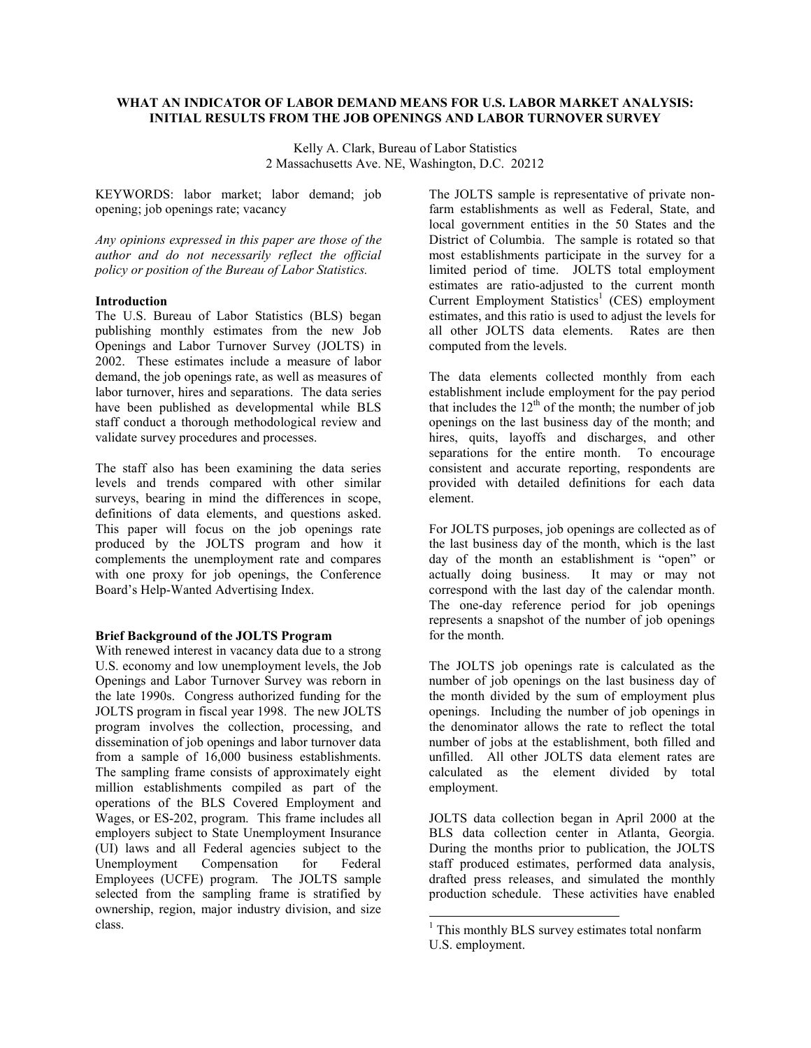# WHAT AN INDICATOR OF LABOR DEMAND MEANS FOR U.S. LABOR MARKET ANALYSIS: INITIAL RESULTS FROM THE JOB OPENINGS AND LABOR TURNOVER SURVEY

Kelly A. Clark, Bureau of Labor Statistics
2 Massachusetts Ave. NE, Washington, D.C. 20212

KEYWORDS: labor market; labor demand; job opening; job openings rate; vacancy

*Any opinions expressed in this paper are those of the author and do not necessarily reflect the official policy or position of the Bureau of Labor Statistics.*

## Introduction

The U.S. Bureau of Labor Statistics (BLS) began publishing monthly estimates from the new Job Openings and Labor Turnover Survey (JOLTS) in 2002. These estimates include a measure of labor demand, the job openings rate, as well as measures of labor turnover, hires and separations. The data series have been published as developmental while BLS staff conduct a thorough methodological review and validate survey procedures and processes.

The staff also has been examining the data series levels and trends compared with other similar surveys, bearing in mind the differences in scope, definitions of data elements, and questions asked. This paper will focus on the job openings rate produced by the JOLTS program and how it complements the unemployment rate and compares with one proxy for job openings, the Conference Board's Help-Wanted Advertising Index.

## Brief Background of the JOLTS Program

With renewed interest in vacancy data due to a strong U.S. economy and low unemployment levels, the Job Openings and Labor Turnover Survey was reborn in the late 1990s. Congress authorized funding for the JOLTS program in fiscal year 1998. The new JOLTS program involves the collection, processing, and dissemination of job openings and labor turnover data from a sample of 16,000 business establishments. The sampling frame consists of approximately eight million establishments compiled as part of the operations of the BLS Covered Employment and Wages, or ES-202, program. This frame includes all employers subject to State Unemployment Insurance (UI) laws and all Federal agencies subject to the Unemployment Compensation for Federal Employees (UCFE) program. The JOLTS sample selected from the sampling frame is stratified by ownership, region, major industry division, and size class.

The JOLTS sample is representative of private non-farm establishments as well as Federal, State, and local government entities in the 50 States and the District of Columbia. The sample is rotated so that most establishments participate in the survey for a limited period of time. JOLTS total employment estimates are ratio-adjusted to the current month Current Employment Statistics[1] (CES) employment estimates, and this ratio is used to adjust the levels for all other JOLTS data elements. Rates are then computed from the levels.

The data elements collected monthly from each establishment include employment for the pay period that includes the 12th of the month; the number of job openings on the last business day of the month; and hires, quits, layoffs and discharges, and other separations for the entire month. To encourage consistent and accurate reporting, respondents are provided with detailed definitions for each data element.

For JOLTS purposes, job openings are collected as of the last business day of the month, which is the last day of the month an establishment is "open" or actually doing business. It may or may not correspond with the last day of the calendar month. The one-day reference period for job openings represents a snapshot of the number of job openings for the month.

The JOLTS job openings rate is calculated as the number of job openings on the last business day of the month divided by the sum of employment plus openings. Including the number of job openings in the denominator allows the rate to reflect the total number of jobs at the establishment, both filled and unfilled. All other JOLTS data element rates are calculated as the element divided by total employment.

JOLTS data collection began in April 2000 at the BLS data collection center in Atlanta, Georgia. During the months prior to publication, the JOLTS staff produced estimates, performed data analysis, drafted press releases, and simulated the monthly production schedule. These activities have enabled

---

[1] This monthly BLS survey estimates total nonfarm U.S. employment.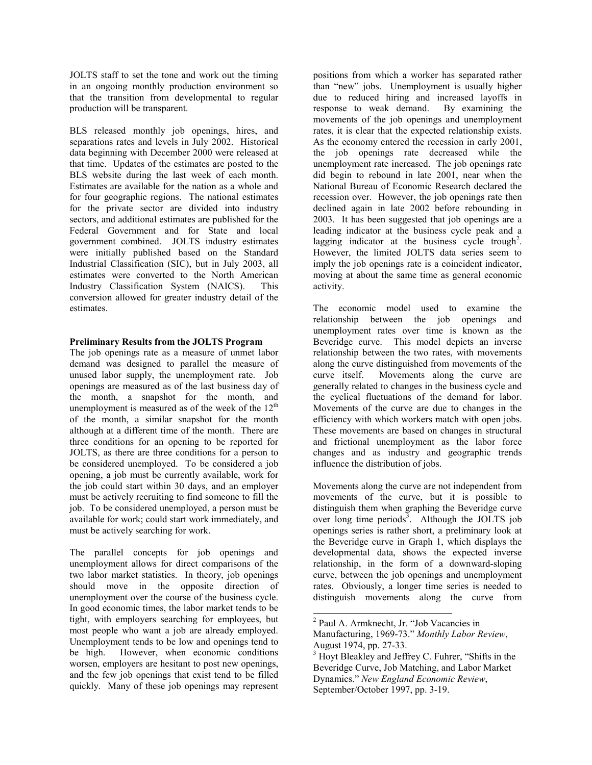JOLTS staff to set the tone and work out the timing in an ongoing monthly production environment so that the transition from developmental to regular production will be transparent.

BLS released monthly job openings, hires, and separations rates and levels in July 2002. Historical data beginning with December 2000 were released at that time. Updates of the estimates are posted to the BLS website during the last week of each month. Estimates are available for the nation as a whole and for four geographic regions. The national estimates for the private sector are divided into industry sectors, and additional estimates are published for the Federal Government and for State and local government combined. JOLTS industry estimates were initially published based on the Standard Industrial Classification (SIC), but in July 2003, all estimates were converted to the North American Industry Classification System (NAICS). This conversion allowed for greater industry detail of the estimates.

**Preliminary Results from the JOLTS Program**

The job openings rate as a measure of unmet labor demand was designed to parallel the measure of unused labor supply, the unemployment rate. Job openings are measured as of the last business day of the month, a snapshot for the month, and unemployment is measured as of the week of the 12th of the month, a similar snapshot for the month although at a different time of the month. There are three conditions for an opening to be reported for JOLTS, as there are three conditions for a person to be considered unemployed. To be considered a job opening, a job must be currently available, work for the job could start within 30 days, and an employer must be actively recruiting to find someone to fill the job. To be considered unemployed, a person must be available for work; could start work immediately, and must be actively searching for work.

The parallel concepts for job openings and unemployment allows for direct comparisons of the two labor market statistics. In theory, job openings should move in the opposite direction of unemployment over the course of the business cycle. In good economic times, the labor market tends to be tight, with employers searching for employees, but most people who want a job are already employed. Unemployment tends to be low and openings tend to be high. However, when economic conditions worsen, employers are hesitant to post new openings, and the few job openings that exist tend to be filled quickly. Many of these job openings may represent positions from which a worker has separated rather than "new" jobs. Unemployment is usually higher due to reduced hiring and increased layoffs in response to weak demand. By examining the movements of the job openings and unemployment rates, it is clear that the expected relationship exists. As the economy entered the recession in early 2001, the job openings rate decreased while the unemployment rate increased. The job openings rate did begin to rebound in late 2001, near when the National Bureau of Economic Research declared the recession over. However, the job openings rate then declined again in late 2002 before rebounding in 2003. It has been suggested that job openings are a leading indicator at the business cycle peak and a lagging indicator at the business cycle trough[2]. However, the limited JOLTS data series seem to imply the job openings rate is a coincident indicator, moving at about the same time as general economic activity.

The economic model used to examine the relationship between the job openings and unemployment rates over time is known as the Beveridge curve. This model depicts an inverse relationship between the two rates, with movements along the curve distinguished from movements of the curve itself. Movements along the curve are generally related to changes in the business cycle and the cyclical fluctuations of the demand for labor. Movements of the curve are due to changes in the efficiency with which workers match with open jobs. These movements are based on changes in structural and frictional unemployment as the labor force changes and as industry and geographic trends influence the distribution of jobs.

Movements along the curve are not independent from movements of the curve, but it is possible to distinguish them when graphing the Beveridge curve over long time periods[3]. Although the JOLTS job openings series is rather short, a preliminary look at the Beveridge curve in Graph 1, which displays the developmental data, shows the expected inverse relationship, in the form of a downward-sloping curve, between the job openings and unemployment rates. Obviously, a longer time series is needed to distinguish movements along the curve from

---

[2] Paul A. Armknecht, Jr. "Job Vacancies in Manufacturing, 1969-73." *Monthly Labor Review*, August 1974, pp. 27-33.

[3] Hoyt Bleakley and Jeffrey C. Fuhrer, "Shifts in the Beveridge Curve, Job Matching, and Labor Market Dynamics." *New England Economic Review*, September/October 1997, pp. 3-19.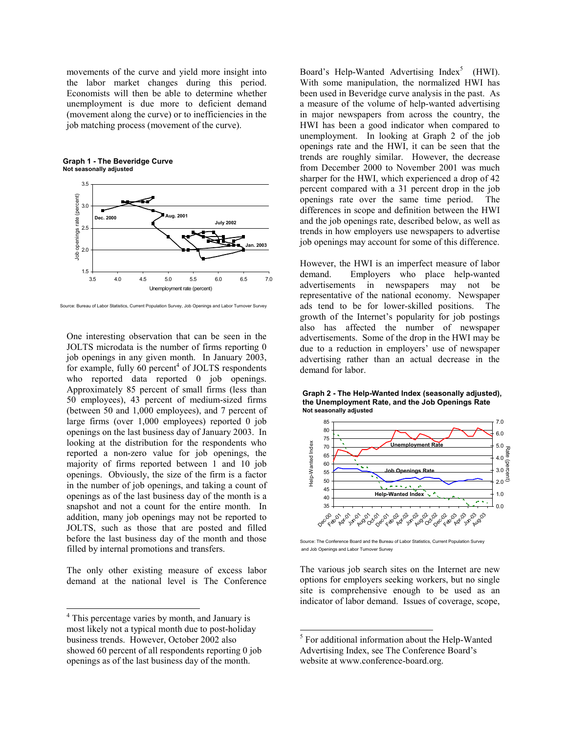movements of the curve and yield more insight into the labor market changes during this period. Economists will then be able to determine whether unemployment is due more to deficient demand (movement along the curve) or to inefficiencies in the job matching process (movement of the curve).

**Graph 1 - The Beveridge Curve**
**Not seasonally adjusted**

Source: Bureau of Labor Statistics, Current Population Survey, Job Openings and Labor Turnover Survey

One interesting observation that can be seen in the JOLTS microdata is the number of firms reporting 0 job openings in any given month. In January 2003, for example, fully 60 percent[4] of JOLTS respondents who reported data reported 0 job openings. Approximately 85 percent of small firms (less than 50 employees), 43 percent of medium-sized firms (between 50 and 1,000 employees), and 7 percent of large firms (over 1,000 employees) reported 0 job openings on the last business day of January 2003. In looking at the distribution for the respondents who reported a non-zero value for job openings, the majority of firms reported between 1 and 10 job openings. Obviously, the size of the firm is a factor in the number of job openings, and taking a count of openings as of the last business day of the month is a snapshot and not a count for the entire month. In addition, many job openings may not be reported to JOLTS, such as those that are posted and filled before the last business day of the month and those filled by internal promotions and transfers.

The only other existing measure of excess labor demand at the national level is The Conference Board's Help-Wanted Advertising Index[5] (HWI). With some manipulation, the normalized HWI has been used in Beveridge curve analysis in the past. As a measure of the volume of help-wanted advertising in major newspapers from across the country, the HWI has been a good indicator when compared to unemployment. In looking at Graph 2 of the job openings rate and the HWI, it can be seen that the trends are roughly similar. However, the decrease from December 2000 to November 2001 was much sharper for the HWI, which experienced a drop of 42 percent compared with a 31 percent drop in the job openings rate over the same time period. The differences in scope and definition between the HWI and the job openings rate, described below, as well as trends in how employers use newspapers to advertise job openings may account for some of this difference.

However, the HWI is an imperfect measure of labor demand. Employers who place help-wanted advertisements in newspapers may not be representative of the national economy. Newspaper ads tend to be for lower-skilled positions. The growth of the Internet's popularity for job postings also has affected the number of newspaper advertisements. Some of the drop in the HWI may be due to a reduction in employers' use of newspaper advertising rather than an actual decrease in the demand for labor.

**Graph 2 - The Help-Wanted Index (seasonally adjusted), the Unemployment Rate, and the Job Openings Rate**
**Not seasonally adjusted**

Source: The Conference Board and the Bureau of Labor Statistics, Current Population Survey and Job Openings and Labor Turnover Survey

The various job search sites on the Internet are new options for employers seeking workers, but no single site is comprehensive enough to be used as an indicator of labor demand. Issues of coverage, scope,

---

[4] This percentage varies by month, and January is most likely not a typical month due to post-holiday business trends. However, October 2002 also showed 60 percent of all respondents reporting 0 job openings as of the last business day of the month.

[5] For additional information about the Help-Wanted Advertising Index, see The Conference Board's website at www.conference-board.org.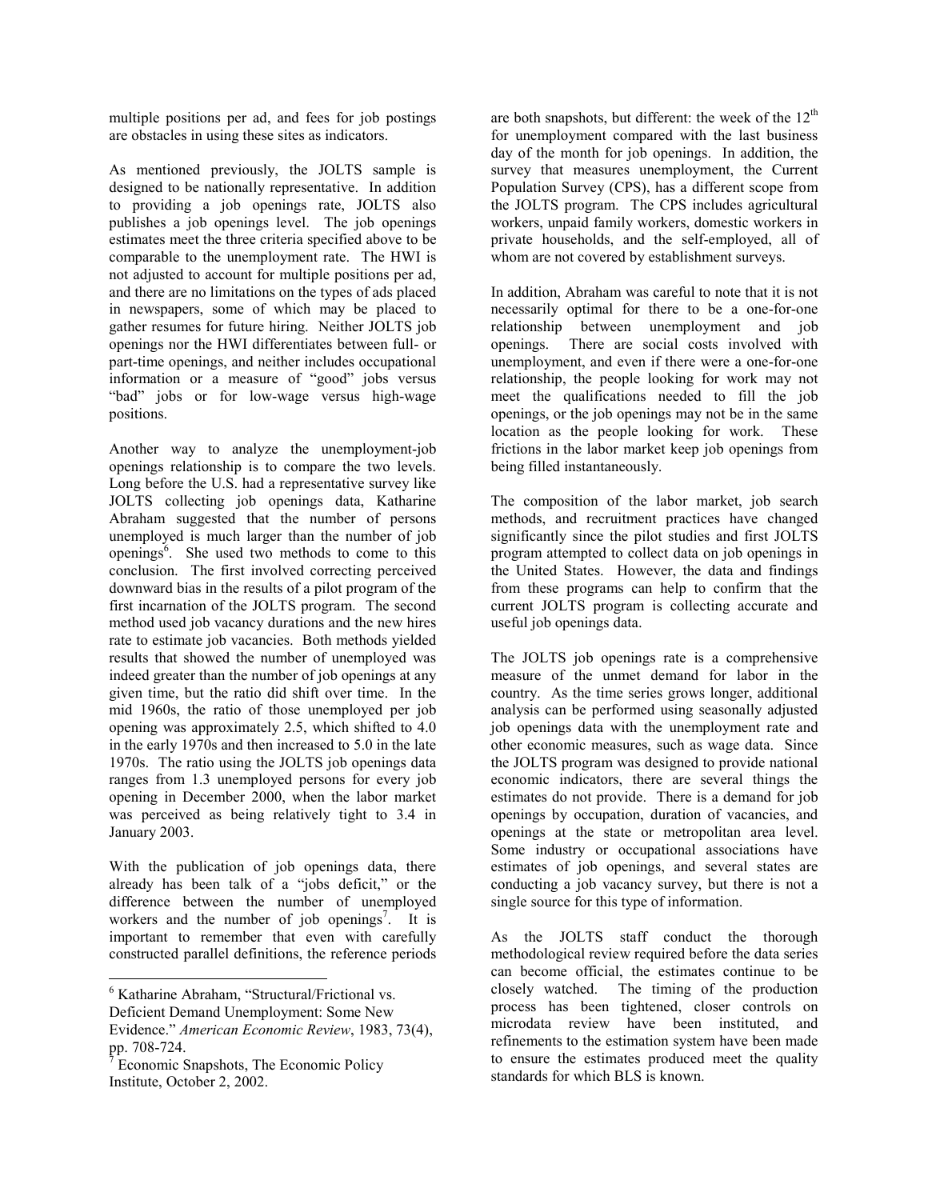multiple positions per ad, and fees for job postings are obstacles in using these sites as indicators.

As mentioned previously, the JOLTS sample is designed to be nationally representative. In addition to providing a job openings rate, JOLTS also publishes a job openings level. The job openings estimates meet the three criteria specified above to be comparable to the unemployment rate. The HWI is not adjusted to account for multiple positions per ad, and there are no limitations on the types of ads placed in newspapers, some of which may be placed to gather resumes for future hiring. Neither JOLTS job openings nor the HWI differentiates between full- or part-time openings, and neither includes occupational information or a measure of "good" jobs versus "bad" jobs or for low-wage versus high-wage positions.

Another way to analyze the unemployment-job openings relationship is to compare the two levels. Long before the U.S. had a representative survey like JOLTS collecting job openings data, Katharine Abraham suggested that the number of persons unemployed is much larger than the number of job openings[6]. She used two methods to come to this conclusion. The first involved correcting perceived downward bias in the results of a pilot program of the first incarnation of the JOLTS program. The second method used job vacancy durations and the new hires rate to estimate job vacancies. Both methods yielded results that showed the number of unemployed was indeed greater than the number of job openings at any given time, but the ratio did shift over time. In the mid 1960s, the ratio of those unemployed per job opening was approximately 2.5, which shifted to 4.0 in the early 1970s and then increased to 5.0 in the late 1970s. The ratio using the JOLTS job openings data ranges from 1.3 unemployed persons for every job opening in December 2000, when the labor market was perceived as being relatively tight to 3.4 in January 2003.

With the publication of job openings data, there already has been talk of a "jobs deficit," or the difference between the number of unemployed workers and the number of job openings[7]. It is important to remember that even with carefully constructed parallel definitions, the reference periods are both snapshots, but different: the week of the 12th for unemployment compared with the last business day of the month for job openings. In addition, the survey that measures unemployment, the Current Population Survey (CPS), has a different scope from the JOLTS program. The CPS includes agricultural workers, unpaid family workers, domestic workers in private households, and the self-employed, all of whom are not covered by establishment surveys.

In addition, Abraham was careful to note that it is not necessarily optimal for there to be a one-for-one relationship between unemployment and job openings. There are social costs involved with unemployment, and even if there were a one-for-one relationship, the people looking for work may not meet the qualifications needed to fill the job openings, or the job openings may not be in the same location as the people looking for work. These frictions in the labor market keep job openings from being filled instantaneously.

The composition of the labor market, job search methods, and recruitment practices have changed significantly since the pilot studies and first JOLTS program attempted to collect data on job openings in the United States. However, the data and findings from these programs can help to confirm that the current JOLTS program is collecting accurate and useful job openings data.

The JOLTS job openings rate is a comprehensive measure of the unmet demand for labor in the country. As the time series grows longer, additional analysis can be performed using seasonally adjusted job openings data with the unemployment rate and other economic measures, such as wage data. Since the JOLTS program was designed to provide national economic indicators, there are several things the estimates do not provide. There is a demand for job openings by occupation, duration of vacancies, and openings at the state or metropolitan area level. Some industry or occupational associations have estimates of job openings, and several states are conducting a job vacancy survey, but there is not a single source for this type of information.

As the JOLTS staff conduct the thorough methodological review required before the data series can become official, the estimates continue to be closely watched. The timing of the production process has been tightened, closer controls on microdata review have been instituted, and refinements to the estimation system have been made to ensure the estimates produced meet the quality standards for which BLS is known.

---

[6] Katharine Abraham, "Structural/Frictional vs. Deficient Demand Unemployment: Some New Evidence." *American Economic Review*, 1983, 73(4), pp. 708-724.

[7] Economic Snapshots, The Economic Policy Institute, October 2, 2002.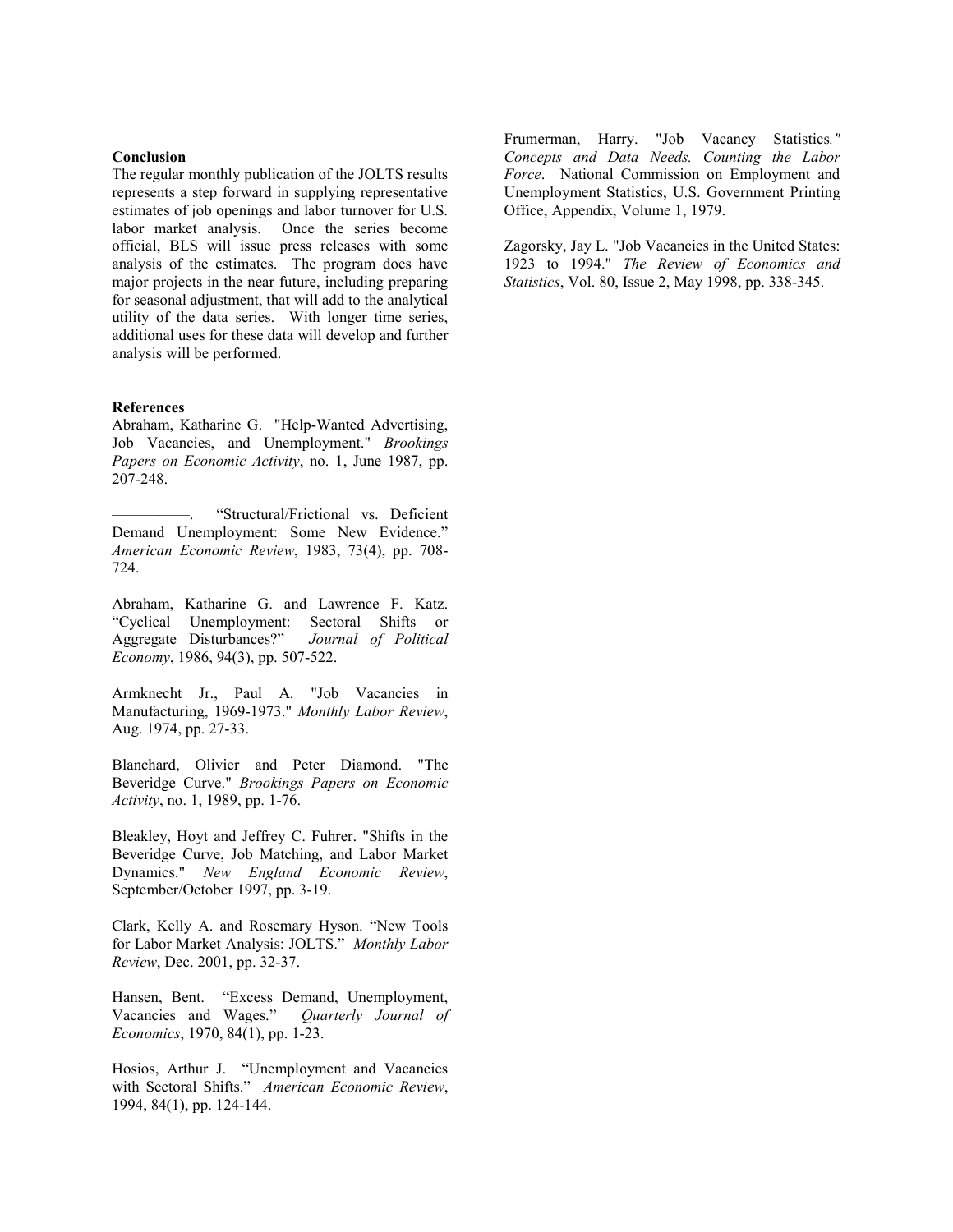## Conclusion

The regular monthly publication of the JOLTS results represents a step forward in supplying representative estimates of job openings and labor turnover for U.S. labor market analysis. Once the series become official, BLS will issue press releases with some analysis of the estimates. The program does have major projects in the near future, including preparing for seasonal adjustment, that will add to the analytical utility of the data series. With longer time series, additional uses for these data will develop and further analysis will be performed.

## References

Abraham, Katharine G. "Help-Wanted Advertising, Job Vacancies, and Unemployment." *Brookings Papers on Economic Activity*, no. 1, June 1987, pp. 207-248.

——————. "Structural/Frictional vs. Deficient Demand Unemployment: Some New Evidence." *American Economic Review*, 1983, 73(4), pp. 708-724.

Abraham, Katharine G. and Lawrence F. Katz. "Cyclical Unemployment: Sectoral Shifts or Aggregate Disturbances?" *Journal of Political Economy*, 1986, 94(3), pp. 507-522.

Armknecht Jr., Paul A. "Job Vacancies in Manufacturing, 1969-1973." *Monthly Labor Review*, Aug. 1974, pp. 27-33.

Blanchard, Olivier and Peter Diamond. "The Beveridge Curve." *Brookings Papers on Economic Activity*, no. 1, 1989, pp. 1-76.

Bleakley, Hoyt and Jeffrey C. Fuhrer. "Shifts in the Beveridge Curve, Job Matching, and Labor Market Dynamics." *New England Economic Review*, September/October 1997, pp. 3-19.

Clark, Kelly A. and Rosemary Hyson. "New Tools for Labor Market Analysis: JOLTS." *Monthly Labor Review*, Dec. 2001, pp. 32-37.

Hansen, Bent. "Excess Demand, Unemployment, Vacancies and Wages." *Quarterly Journal of Economics*, 1970, 84(1), pp. 1-23.

Hosios, Arthur J. "Unemployment and Vacancies with Sectoral Shifts." *American Economic Review*, 1994, 84(1), pp. 124-144.

Frumerman, Harry. "Job Vacancy Statistics." *Concepts and Data Needs. Counting the Labor Force*. National Commission on Employment and Unemployment Statistics, U.S. Government Printing Office, Appendix, Volume 1, 1979.

Zagorsky, Jay L. "Job Vacancies in the United States: 1923 to 1994." *The Review of Economics and Statistics*, Vol. 80, Issue 2, May 1998, pp. 338-345.